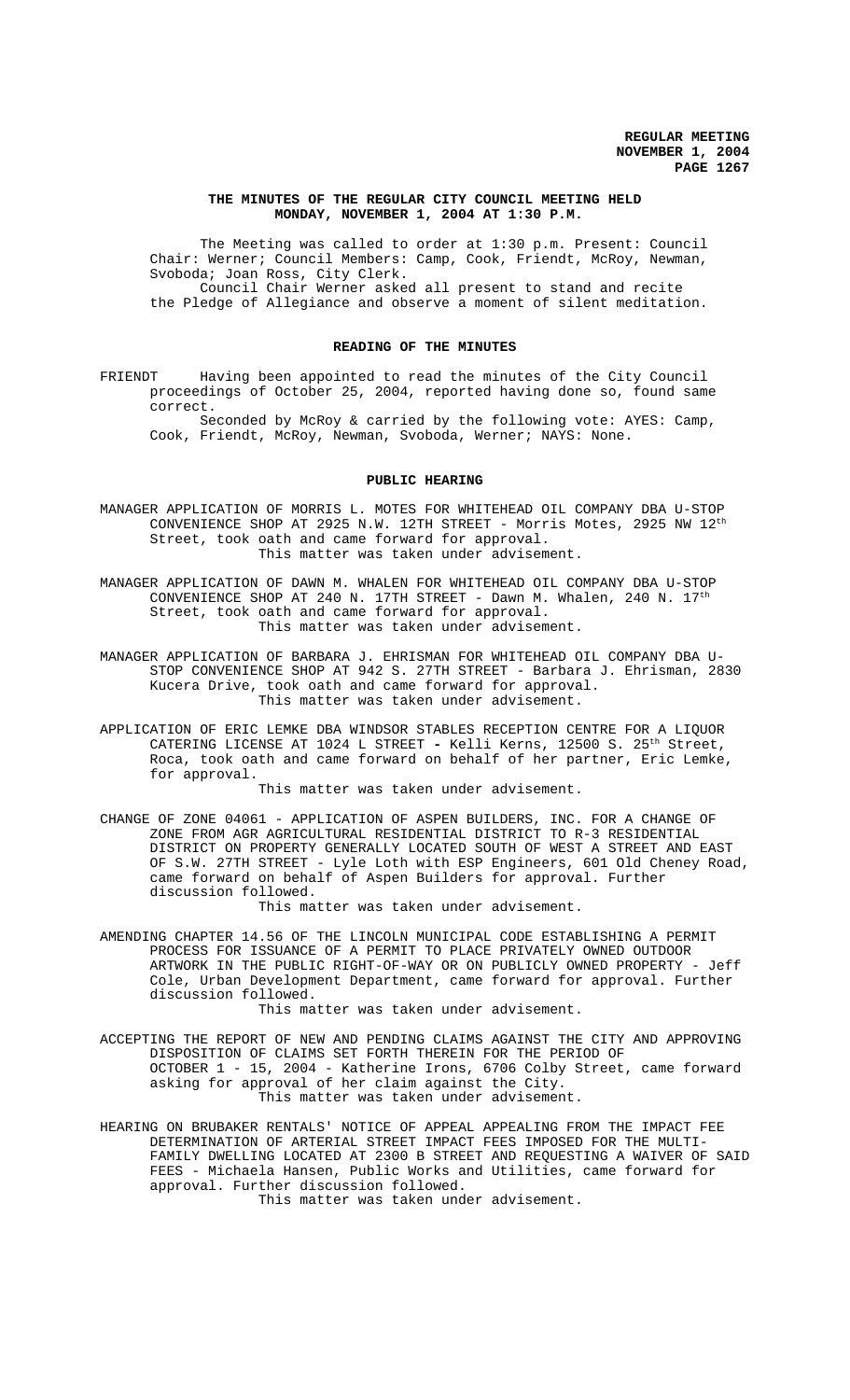### THE MINUTES OF THE REGULAR CITY COUNCIL MEETING HELD MONDAY, NOVEMBER 1, 2004 AT 1:30 P.M.

The Meeting was called to order at 1:30 p.m. Present: Council Chair: Werner; Council Members: Camp, Cook, Friendt, McRoy, Newman, Svoboda; Joan Ross, City Clerk.

Council Chair Werner asked all present to stand and recite the Pledge of Allegiance and observe a moment of silent meditation.

## READING OF THE MINUTES

FRIENDT Having been appointed to read the minutes of the City Council proceedings of October 25, 2004, reported having done so, found same correct.

Seconded by McRoy & carried by the following vote: AYES: Camp, Cook, Friendt, McRoy, Newman, Svoboda, Werner; NAYS: None.

## PUBLIC HEARING

MANAGER APPLICATION OF MORRIS L. MOTES FOR WHITEHEAD OIL COMPANY DBA U-STOP CONVENIENCE SHOP AT 2925 N.W. 12TH STREET - Morris Motes, 2925 NW 12th Street, took oath and came forward for approval.

This matter was taken under advisement.

MANAGER APPLICATION OF DAWN M. WHALEN FOR WHITEHEAD OIL COMPANY DBA U-STOP CONVENIENCE SHOP AT 240 N. 17TH STREET - Dawn M. Whalen, 240 N. 17th Street, took oath and came forward for approval.

This matter was taken under advisement.

MANAGER APPLICATION OF BARBARA J. EHRISMAN FOR WHITEHEAD OIL COMPANY DBA U-STOP CONVENIENCE SHOP AT 942 S. 27TH STREET - Barbara J. Ehrisman, 2830 Kucera Drive, took oath and came forward for approval.

This matter was taken under advisement.

APPLICATION OF ERIC LEMKE DBA WINDSOR STABLES RECEPTION CENTRE FOR A LIQUOR CATERING LICENSE AT 1024 L STREET - Kelli Kerns, 12500 S. 25th Street, Roca, took oath and came forward on behalf of her partner, Eric Lemke, for approval.

This matter was taken under advisement.

CHANGE OF ZONE 04061 - APPLICATION OF ASPEN BUILDERS, INC. FOR A CHANGE OF ZONE FROM AGR AGRICULTURAL RESIDENTIAL DISTRICT TO R-3 RESIDENTIAL DISTRICT ON PROPERTY GENERALLY LOCATED SOUTH OF WEST A STREET AND EAST OF S.W. 27TH STREET - Lyle Loth with ESP Engineers, 601 Old Cheney Road, came forward on behalf of Aspen Builders for approval. Further discussion followed.

This matter was taken under advisement.

AMENDING CHAPTER 14.56 OF THE LINCOLN MUNICIPAL CODE ESTABLISHING A PERMIT PROCESS FOR ISSUANCE OF A PERMIT TO PLACE PRIVATELY OWNED OUTDOOR ARTWORK IN THE PUBLIC RIGHT-OF-WAY OR ON PUBLICLY OWNED PROPERTY - Jeff Cole, Urban Development Department, came forward for approval. Further discussion followed.

This matter was taken under advisement.

ACCEPTING THE REPORT OF NEW AND PENDING CLAIMS AGAINST THE CITY AND APPROVING DISPOSITION OF CLAIMS SET FORTH THEREIN FOR THE PERIOD OF OCTOBER 1 - 15, 2004 - Katherine Irons, 6706 Colby Street, came forward asking for approval of her claim against the City.

This matter was taken under advisement.

HEARING ON BRUBAKER RENTALS' NOTICE OF APPEAL APPEALING FROM THE IMPACT FEE DETERMINATION OF ARTERIAL STREET IMPACT FEES IMPOSED FOR THE MULTI-FAMILY DWELLING LOCATED AT 2300 B STREET AND REQUESTING A WAIVER OF SAID FEES - Michaela Hansen, Public Works and Utilities, came forward for approval. Further discussion followed.

This matter was taken under advisement.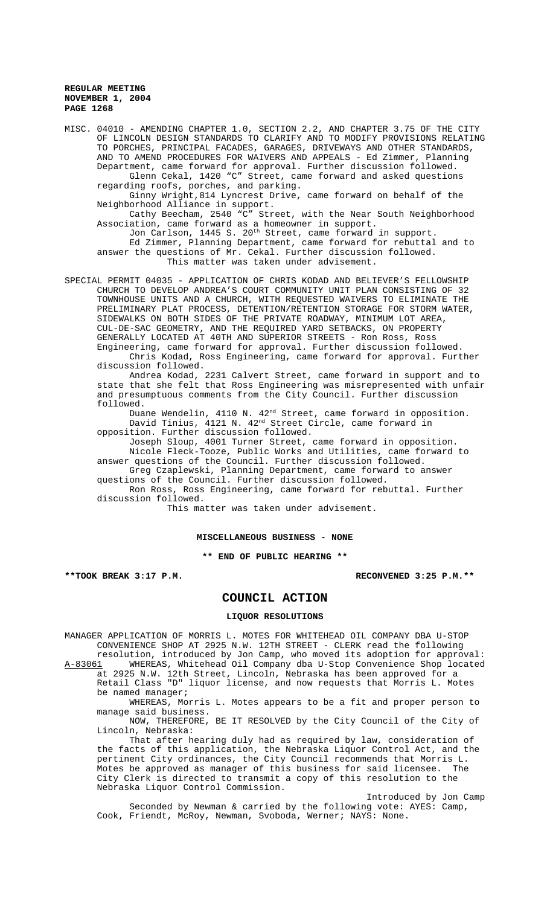MISC. 04010 - AMENDING CHAPTER 1.0, SECTION 2.2, AND CHAPTER 3.75 OF THE CITY OF LINCOLN DESIGN STANDARDS TO CLARIFY AND TO MODIFY PROVISIONS RELATING TO PORCHES, PRINCIPAL FACADES, GARAGES, DRIVEWAYS AND OTHER STANDARDS, AND TO AMEND PROCEDURES FOR WAIVERS AND APPEALS - Ed Zimmer, Planning Department, came forward for approval. Further discussion followed.

Glenn Cekal, 1420 "C" Street, came forward and asked questions regarding roofs, porches, and parking.

Ginny Wright,814 Lyncrest Drive, came forward on behalf of the Neighborhood Alliance in support.

Cathy Beecham, 2540 "C" Street, with the Near South Neighborhood Association, came forward as a homeowner in support.

Jon Carlson, 1445 S. 20th Street, came forward in support.

Ed Zimmer, Planning Department, came forward for rebuttal and to answer the questions of Mr. Cekal. Further discussion followed.

This matter was taken under advisement.

SPECIAL PERMIT 04035 - APPLICATION OF CHRIS KODAD AND BELIEVER'S FELLOWSHIP CHURCH TO DEVELOP ANDREA'S COURT COMMUNITY UNIT PLAN CONSISTING OF 32 TOWNHOUSE UNITS AND A CHURCH, WITH REQUESTED WAIVERS TO ELIMINATE THE PRELIMINARY PLAT PROCESS, DETENTION/RETENTION STORAGE FOR STORM WATER, SIDEWALKS ON BOTH SIDES OF THE PRIVATE ROADWAY, MINIMUM LOT AREA, CUL-DE-SAC GEOMETRY, AND THE REQUIRED YARD SETBACKS, ON PROPERTY GENERALLY LOCATED AT 40TH AND SUPERIOR STREETS - Ron Ross, Ross Engineering, came forward for approval. Further discussion followed.

Chris Kodad, Ross Engineering, came forward for approval. Further discussion followed.

Andrea Kodad, 2231 Calvert Street, came forward in support and to state that she felt that Ross Engineering was misrepresented with unfair and presumptuous comments from the City Council. Further discussion followed.

Duane Wendelin, 4110 N. 42nd Street, came forward in opposition.

David Tinius, 4121 N. 42nd Street Circle, came forward in opposition. Further discussion followed.

Joseph Sloup, 4001 Turner Street, came forward in opposition.

Nicole Fleck-Tooze, Public Works and Utilities, came forward to answer questions of the Council. Further discussion followed.

Greg Czaplewski, Planning Department, came forward to answer questions of the Council. Further discussion followed.

Ron Ross, Ross Engineering, came forward for rebuttal. Further discussion followed.

This matter was taken under advisement.

**MISCELLANEOUS BUSINESS - NONE**

**\*\* END OF PUBLIC HEARING \*\***

**\*\*TOOK BREAK 3:17 P.M. RECONVENED 3:25 P.M.\*\***

## COUNCIL ACTION

### LIQUOR RESOLUTIONS

MANAGER APPLICATION OF MORRIS L. MOTES FOR WHITEHEAD OIL COMPANY DBA U-STOP CONVENIENCE SHOP AT 2925 N.W. 12TH STREET - CLERK read the following resolution, introduced by Jon Camp, who moved its adoption for approval:

A-83061 WHEREAS, Whitehead Oil Company dba U-Stop Convenience Shop located at 2925 N.W. 12th Street, Lincoln, Nebraska has been approved for a Retail Class "D" liquor license, and now requests that Morris L. Motes be named manager;

WHEREAS, Morris L. Motes appears to be a fit and proper person to manage said business.

NOW, THEREFORE, BE IT RESOLVED by the City Council of the City of Lincoln, Nebraska:

That after hearing duly had as required by law, consideration of the facts of this application, the Nebraska Liquor Control Act, and the pertinent City ordinances, the City Council recommends that Morris L. Motes be approved as manager of this business for said licensee. The City Clerk is directed to transmit a copy of this resolution to the Nebraska Liquor Control Commission.

Introduced by Jon Camp

Seconded by Newman & carried by the following vote: AYES: Camp, Cook, Friendt, McRoy, Newman, Svoboda, Werner; NAYS: None.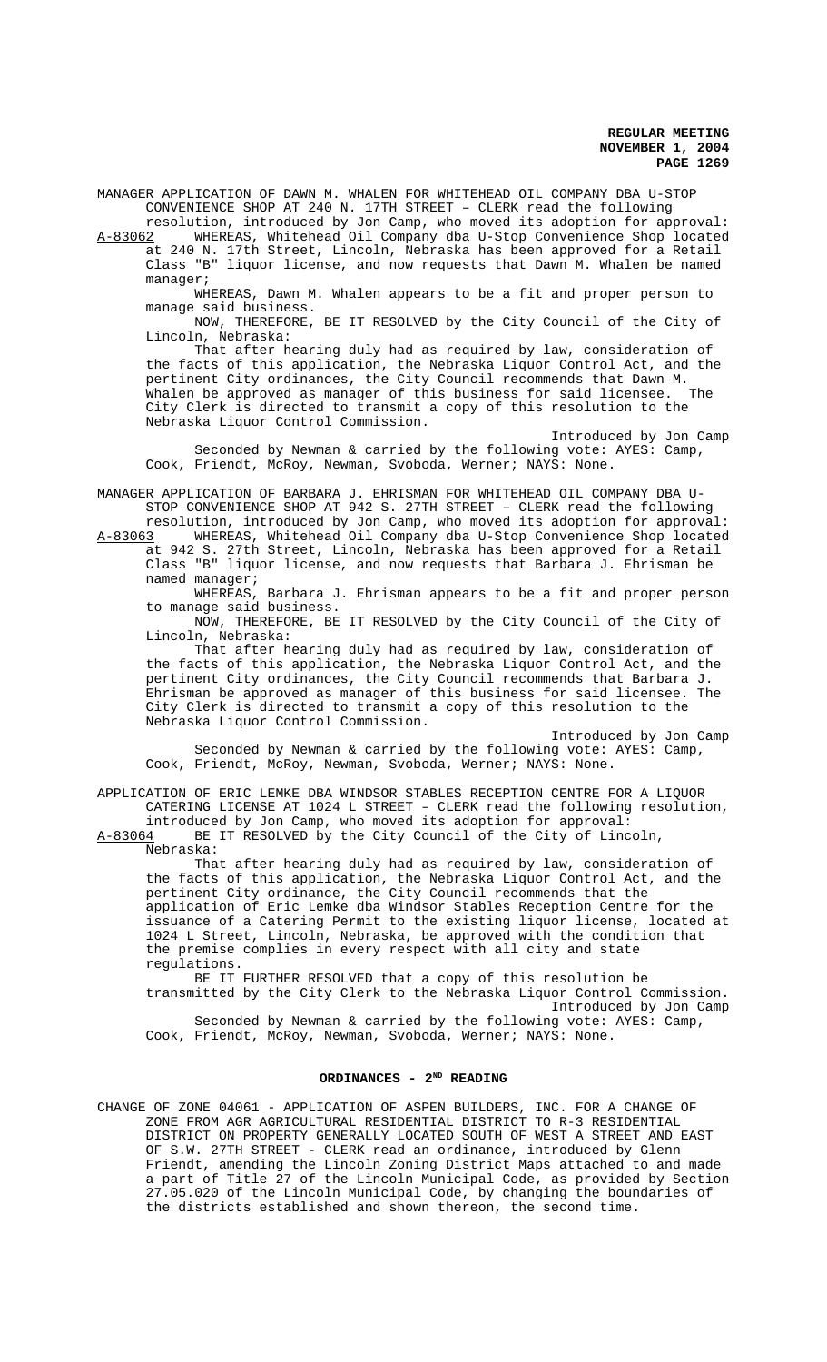MANAGER APPLICATION OF DAWN M. WHALEN FOR WHITEHEAD OIL COMPANY DBA U-STOP CONVENIENCE SHOP AT 240 N. 17TH STREET – CLERK read the following resolution, introduced by Jon Camp, who moved its adoption for approval:

A-83062 WHEREAS, Whitehead Oil Company dba U-Stop Convenience Shop located at 240 N. 17th Street, Lincoln, Nebraska has been approved for a Retail Class "B" liquor license, and now requests that Dawn M. Whalen be named manager;

WHEREAS, Dawn M. Whalen appears to be a fit and proper person to manage said business.

NOW, THEREFORE, BE IT RESOLVED by the City Council of the City of Lincoln, Nebraska:

That after hearing duly had as required by law, consideration of the facts of this application, the Nebraska Liquor Control Act, and the pertinent City ordinances, the City Council recommends that Dawn M. Whalen be approved as manager of this business for said licensee. The City Clerk is directed to transmit a copy of this resolution to the Nebraska Liquor Control Commission.

Introduced by Jon Camp

Seconded by Newman & carried by the following vote: AYES: Camp, Cook, Friendt, McRoy, Newman, Svoboda, Werner; NAYS: None.

MANAGER APPLICATION OF BARBARA J. EHRISMAN FOR WHITEHEAD OIL COMPANY DBA U-STOP CONVENIENCE SHOP AT 942 S. 27TH STREET – CLERK read the following resolution, introduced by Jon Camp, who moved its adoption for approval:

A-83063 WHEREAS, Whitehead Oil Company dba U-Stop Convenience Shop located at 942 S. 27th Street, Lincoln, Nebraska has been approved for a Retail Class "B" liquor license, and now requests that Barbara J. Ehrisman be named manager;

WHEREAS, Barbara J. Ehrisman appears to be a fit and proper person to manage said business.

NOW, THEREFORE, BE IT RESOLVED by the City Council of the City of Lincoln, Nebraska:

That after hearing duly had as required by law, consideration of the facts of this application, the Nebraska Liquor Control Act, and the pertinent City ordinances, the City Council recommends that Barbara J. Ehrisman be approved as manager of this business for said licensee. The City Clerk is directed to transmit a copy of this resolution to the Nebraska Liquor Control Commission.

Introduced by Jon Camp

Seconded by Newman & carried by the following vote: AYES: Camp, Cook, Friendt, McRoy, Newman, Svoboda, Werner; NAYS: None.

APPLICATION OF ERIC LEMKE DBA WINDSOR STABLES RECEPTION CENTRE FOR A LIQUOR CATERING LICENSE AT 1024 L STREET – CLERK read the following resolution, introduced by Jon Camp, who moved its adoption for approval:

A-83064 BE IT RESOLVED by the City Council of the City of Lincoln, Nebraska:

That after hearing duly had as required by law, consideration of the facts of this application, the Nebraska Liquor Control Act, and the pertinent City ordinance, the City Council recommends that the application of Eric Lemke dba Windsor Stables Reception Centre for the issuance of a Catering Permit to the existing liquor license, located at 1024 L Street, Lincoln, Nebraska, be approved with the condition that the premise complies in every respect with all city and state regulations.

BE IT FURTHER RESOLVED that a copy of this resolution be transmitted by the City Clerk to the Nebraska Liquor Control Commission.

Introduced by Jon Camp

Seconded by Newman & carried by the following vote: AYES: Camp, Cook, Friendt, McRoy, Newman, Svoboda, Werner; NAYS: None.

## ORDINANCES - 2ND READING

CHANGE OF ZONE 04061 - APPLICATION OF ASPEN BUILDERS, INC. FOR A CHANGE OF ZONE FROM AGR AGRICULTURAL RESIDENTIAL DISTRICT TO R-3 RESIDENTIAL DISTRICT ON PROPERTY GENERALLY LOCATED SOUTH OF WEST A STREET AND EAST OF S.W. 27TH STREET - CLERK read an ordinance, introduced by Glenn Friendt, amending the Lincoln Zoning District Maps attached to and made a part of Title 27 of the Lincoln Municipal Code, as provided by Section 27.05.020 of the Lincoln Municipal Code, by changing the boundaries of the districts established and shown thereon, the second time.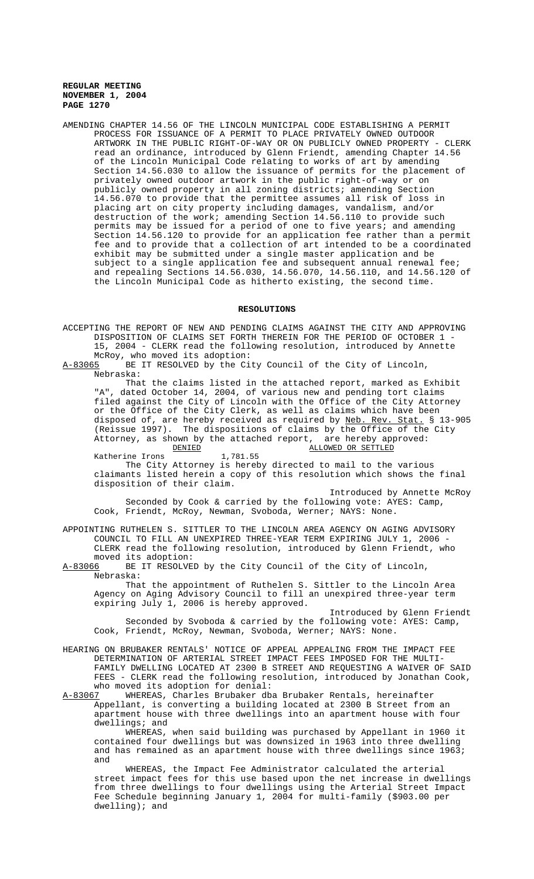AMENDING CHAPTER 14.56 OF THE LINCOLN MUNICIPAL CODE ESTABLISHING A PERMIT PROCESS FOR ISSUANCE OF A PERMIT TO PLACE PRIVATELY OWNED OUTDOOR ARTWORK IN THE PUBLIC RIGHT-OF-WAY OR ON PUBLICLY OWNED PROPERTY - CLERK read an ordinance, introduced by Glenn Friendt, amending Chapter 14.56 of the Lincoln Municipal Code relating to works of art by amending Section 14.56.030 to allow the issuance of permits for the placement of privately owned outdoor artwork in the public right-of-way or on publicly owned property in all zoning districts; amending Section 14.56.070 to provide that the permittee assumes all risk of loss in placing art on city property including damages, vandalism, and/or destruction of the work; amending Section 14.56.110 to provide such permits may be issued for a period of one to five years; and amending Section 14.56.120 to provide for an application fee rather than a permit fee and to provide that a collection of art intended to be a coordinated exhibit may be submitted under a single master application and be subject to a single application fee and subsequent annual renewal fee; and repealing Sections 14.56.030, 14.56.070, 14.56.110, and 14.56.120 of the Lincoln Municipal Code as hitherto existing, the second time.

## RESOLUTIONS

ACCEPTING THE REPORT OF NEW AND PENDING CLAIMS AGAINST THE CITY AND APPROVING DISPOSITION OF CLAIMS SET FORTH THEREIN FOR THE PERIOD OF OCTOBER 1 - 15, 2004 - CLERK read the following resolution, introduced by Annette McRoy, who moved its adoption:

A-83065 BE IT RESOLVED by the City Council of the City of Lincoln, Nebraska:

That the claims listed in the attached report, marked as Exhibit "A", dated October 14, 2004, of various new and pending tort claims filed against the City of Lincoln with the Office of the City Attorney or the Office of the City Clerk, as well as claims which have been disposed of, are hereby received as required by Neb. Rev. Stat. § 13-905 (Reissue 1997). The dispositions of claims by the Office of the City Attorney, as shown by the attached report, are hereby approved:

| DENIED | | ALLOWED OR SETTLED |
|---|---|---|
| Katherine Irons | 1,781.55 | |

The City Attorney is hereby directed to mail to the various claimants listed herein a copy of this resolution which shows the final disposition of their claim.

Introduced by Annette McRoy

Seconded by Cook & carried by the following vote: AYES: Camp, Cook, Friendt, McRoy, Newman, Svoboda, Werner; NAYS: None.

APPOINTING RUTHELEN S. SITTLER TO THE LINCOLN AREA AGENCY ON AGING ADVISORY COUNCIL TO FILL AN UNEXPIRED THREE-YEAR TERM EXPIRING JULY 1, 2006 - CLERK read the following resolution, introduced by Glenn Friendt, who moved its adoption:

A-83066 BE IT RESOLVED by the City Council of the City of Lincoln, Nebraska:

That the appointment of Ruthelen S. Sittler to the Lincoln Area Agency on Aging Advisory Council to fill an unexpired three-year term expiring July 1, 2006 is hereby approved.

Introduced by Glenn Friendt

Seconded by Svoboda & carried by the following vote: AYES: Camp, Cook, Friendt, McRoy, Newman, Svoboda, Werner; NAYS: None.

HEARING ON BRUBAKER RENTALS' NOTICE OF APPEAL APPEALING FROM THE IMPACT FEE DETERMINATION OF ARTERIAL STREET IMPACT FEES IMPOSED FOR THE MULTI-FAMILY DWELLING LOCATED AT 2300 B STREET AND REQUESTING A WAIVER OF SAID FEES - CLERK read the following resolution, introduced by Jonathan Cook, who moved its adoption for denial:

A-83067 WHEREAS, Charles Brubaker dba Brubaker Rentals, hereinafter Appellant, is converting a building located at 2300 B Street from an apartment house with three dwellings into an apartment house with four dwellings; and

WHEREAS, when said building was purchased by Appellant in 1960 it contained four dwellings but was downsized in 1963 into three dwelling and has remained as an apartment house with three dwellings since 1963; and

WHEREAS, the Impact Fee Administrator calculated the arterial street impact fees for this use based upon the net increase in dwellings from three dwellings to four dwellings using the Arterial Street Impact Fee Schedule beginning January 1, 2004 for multi-family ($903.00 per dwelling); and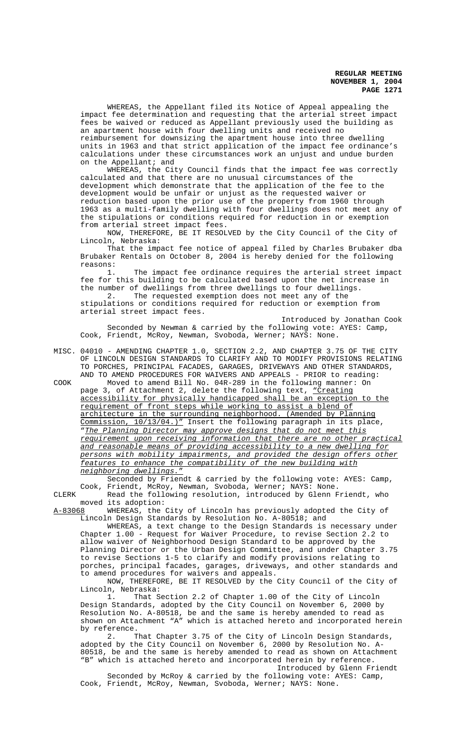WHEREAS, the Appellant filed its Notice of Appeal appealing the impact fee determination and requesting that the arterial street impact fees be waived or reduced as Appellant previously used the building as an apartment house with four dwelling units and received no reimbursement for downsizing the apartment house into three dwelling units in 1963 and that strict application of the impact fee ordinance's calculations under these circumstances work an unjust and undue burden on the Appellant; and

WHEREAS, the City Council finds that the impact fee was correctly calculated and that there are no unusual circumstances of the development which demonstrate that the application of the fee to the development would be unfair or unjust as the requested waiver or reduction based upon the prior use of the property from 1960 through 1963 as a multi-family dwelling with four dwellings does not meet any of the stipulations or conditions required for reduction in or exemption from arterial street impact fees.

NOW, THEREFORE, BE IT RESOLVED by the City Council of the City of Lincoln, Nebraska:

That the impact fee notice of appeal filed by Charles Brubaker dba Brubaker Rentals on October 8, 2004 is hereby denied for the following reasons:

1. The impact fee ordinance requires the arterial street impact fee for this building to be calculated based upon the net increase in the number of dwellings from three dwellings to four dwellings.
2. The requested exemption does not meet any of the stipulations or conditions required for reduction or exemption from arterial street impact fees.

Introduced by Jonathan Cook

Seconded by Newman & carried by the following vote: AYES: Camp, Cook, Friendt, McRoy, Newman, Svoboda, Werner; NAYS: None.

MISC. 04010 - AMENDING CHAPTER 1.0, SECTION 2.2, AND CHAPTER 3.75 OF THE CITY OF LINCOLN DESIGN STANDARDS TO CLARIFY AND TO MODIFY PROVISIONS RELATING TO PORCHES, PRINCIPAL FACADES, GARAGES, DRIVEWAYS AND OTHER STANDARDS, AND TO AMEND PROCEDURES FOR WAIVERS AND APPEALS - PRIOR to reading:

COOK Moved to amend Bill No. 04R-289 in the following manner: On page 3, of Attachment 2, delete the following text, "Creating accessibility for physically handicapped shall be an exception to the requirement of front steps while working to assist a blend of architecture in the surrounding neighborhood. (Amended by Planning Commission, 10/13/04.)" Insert the following paragraph in its place, "*The Planning Director may approve designs that do not meet this requirement upon receiving information that there are no other practical and reasonable means of providing accessibility to a new dwelling for persons with mobility impairments, and provided the design offers other features to enhance the compatibility of the new building with neighboring dwellings.*"

Seconded by Friendt & carried by the following vote: AYES: Camp, Cook, Friendt, McRoy, Newman, Svoboda, Werner; NAYS: None.

CLERK Read the following resolution, introduced by Glenn Friendt, who moved its adoption:

A-83068 WHEREAS, the City of Lincoln has previously adopted the City of Lincoln Design Standards by Resolution No. A-80518; and

WHEREAS, a text change to the Design Standards is necessary under Chapter 1.00 - Request for Waiver Procedure, to revise Section 2.2 to allow waiver of Neighborhood Design Standard to be approved by the Planning Director or the Urban Design Committee, and under Chapter 3.75 to revise Sections 1-5 to clarify and modify provisions relating to porches, principal facades, garages, driveways, and other standards and to amend procedures for waivers and appeals.

NOW, THEREFORE, BE IT RESOLVED by the City Council of the City of Lincoln, Nebraska:

1. That Section 2.2 of Chapter 1.00 of the City of Lincoln Design Standards, adopted by the City Council on November 6, 2000 by Resolution No. A-80518, be and the same is hereby amended to read as shown on Attachment "A" which is attached hereto and incorporated herein by reference.
2. That Chapter 3.75 of the City of Lincoln Design Standards, adopted by the City Council on November 6, 2000 by Resolution No. A-80518, be and the same is hereby amended to read as shown on Attachment "B" which is attached hereto and incorporated herein by reference.

Introduced by Glenn Friendt

Seconded by McRoy & carried by the following vote: AYES: Camp, Cook, Friendt, McRoy, Newman, Svoboda, Werner; NAYS: None.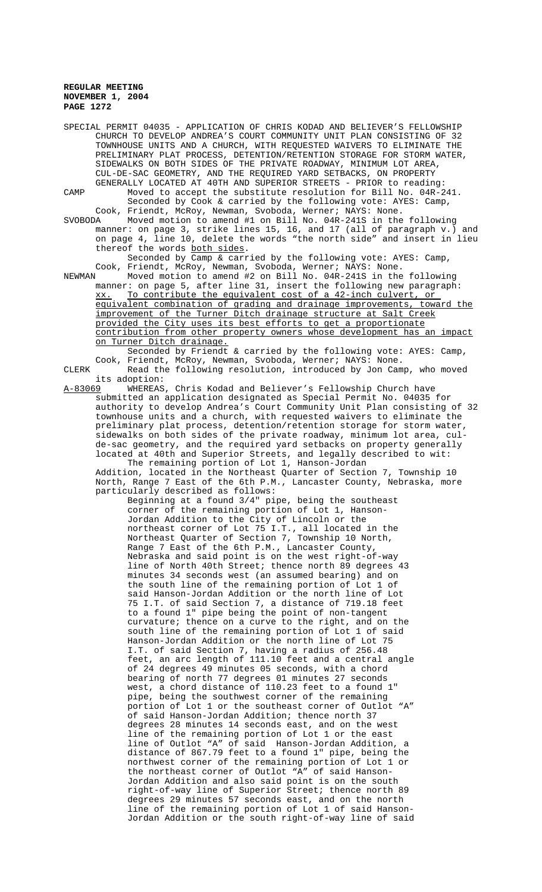SPECIAL PERMIT 04035 - APPLICATION OF CHRIS KODAD AND BELIEVER'S FELLOWSHIP CHURCH TO DEVELOP ANDREA'S COURT COMMUNITY UNIT PLAN CONSISTING OF 32 TOWNHOUSE UNITS AND A CHURCH, WITH REQUESTED WAIVERS TO ELIMINATE THE PRELIMINARY PLAT PROCESS, DETENTION/RETENTION STORAGE FOR STORM WATER, SIDEWALKS ON BOTH SIDES OF THE PRIVATE ROADWAY, MINIMUM LOT AREA, CUL-DE-SAC GEOMETRY, AND THE REQUIRED YARD SETBACKS, ON PROPERTY GENERALLY LOCATED AT 40TH AND SUPERIOR STREETS - PRIOR to reading:

CAMP Moved to accept the substitute resolution for Bill No. 04R-241.

Seconded by Cook & carried by the following vote: AYES: Camp, Cook, Friendt, McRoy, Newman, Svoboda, Werner; NAYS: None.

SVOBODA Moved motion to amend #1 on Bill No. 04R-241S in the following manner: on page 3, strike lines 15, 16, and 17 (all of paragraph v.) and on page 4, line 10, delete the words "the north side" and insert in lieu thereof the words <u>both sides</u>.

Seconded by Camp & carried by the following vote: AYES: Camp, Cook, Friendt, McRoy, Newman, Svoboda, Werner; NAYS: None.

NEWMAN Moved motion to amend #2 on Bill No. 04R-241S in the following manner: on page 5, after line 31, insert the following new paragraph: <u>xx. To contribute the equivalent cost of a 42-inch culvert, or equivalent combination of grading and drainage improvements, toward the improvement of the Turner Ditch drainage structure at Salt Creek provided the City uses its best efforts to get a proportionate contribution from other property owners whose development has an impact on Turner Ditch drainage.</u>

Seconded by Friendt & carried by the following vote: AYES: Camp, Cook, Friendt, McRoy, Newman, Svoboda, Werner; NAYS: None.

CLERK Read the following resolution, introduced by Jon Camp, who moved its adoption:

<u>A-83069</u> WHEREAS, Chris Kodad and Believer's Fellowship Church have submitted an application designated as Special Permit No. 04035 for authority to develop Andrea's Court Community Unit Plan consisting of 32 townhouse units and a church, with requested waivers to eliminate the preliminary plat process, detention/retention storage for storm water, sidewalks on both sides of the private roadway, minimum lot area, cul-de-sac geometry, and the required yard setbacks on property generally located at 40th and Superior Streets, and legally described to wit:

The remaining portion of Lot 1, Hanson-Jordan Addition, located in the Northeast Quarter of Section 7, Township 10 North, Range 7 East of the 6th P.M., Lancaster County, Nebraska, more particularly described as follows:

Beginning at a found 3/4" pipe, being the southeast corner of the remaining portion of Lot 1, Hanson-Jordan Addition to the City of Lincoln or the northeast corner of Lot 75 I.T., all located in the Northeast Quarter of Section 7, Township 10 North, Range 7 East of the 6th P.M., Lancaster County, Nebraska and said point is on the west right-of-way line of North 40th Street; thence north 89 degrees 43 minutes 34 seconds west (an assumed bearing) and on the south line of the remaining portion of Lot 1 of said Hanson-Jordan Addition or the north line of Lot 75 I.T. of said Section 7, a distance of 719.18 feet to a found 1" pipe being the point of non-tangent curvature; thence on a curve to the right, and on the south line of the remaining portion of Lot 1 of said Hanson-Jordan Addition or the north line of Lot 75 I.T. of said Section 7, having a radius of 256.48 feet, an arc length of 111.10 feet and a central angle of 24 degrees 49 minutes 05 seconds, with a chord bearing of north 77 degrees 01 minutes 27 seconds west, a chord distance of 110.23 feet to a found 1" pipe, being the southwest corner of the remaining portion of Lot 1 or the southeast corner of Outlot "A" of said Hanson-Jordan Addition; thence north 37 degrees 28 minutes 14 seconds east, and on the west line of the remaining portion of Lot 1 or the east line of Outlot "A" of said Hanson-Jordan Addition, a distance of 867.79 feet to a found 1" pipe, being the northwest corner of the remaining portion of Lot 1 or the northeast corner of Outlot "A" of said Hanson-Jordan Addition and also said point is on the south right-of-way line of Superior Street; thence north 89 degrees 29 minutes 57 seconds east, and on the north line of the remaining portion of Lot 1 of said Hanson-Jordan Addition or the south right-of-way line of said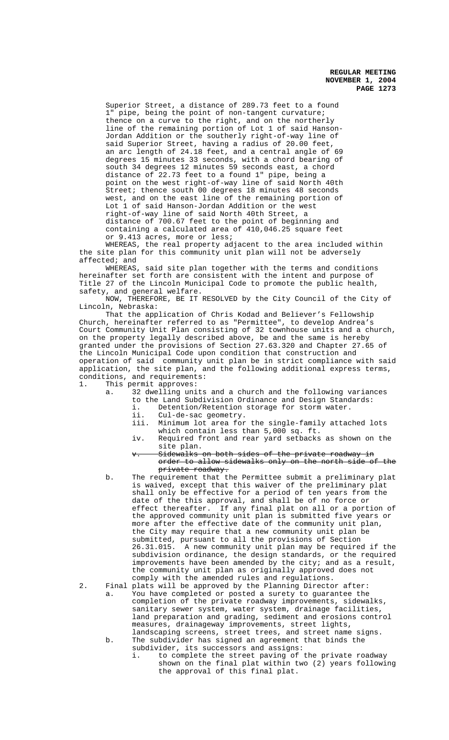Superior Street, a distance of 289.73 feet to a found 1" pipe, being the point of non-tangent curvature; thence on a curve to the right, and on the northerly line of the remaining portion of Lot 1 of said Hanson-Jordan Addition or the southerly right-of-way line of said Superior Street, having a radius of 20.00 feet, an arc length of 24.18 feet, and a central angle of 69 degrees 15 minutes 33 seconds, with a chord bearing of south 34 degrees 12 minutes 59 seconds east, a chord distance of 22.73 feet to a found 1" pipe, being a point on the west right-of-way line of said North 40th Street; thence south 00 degrees 18 minutes 48 seconds west, and on the east line of the remaining portion of Lot 1 of said Hanson-Jordan Addition or the west right-of-way line of said North 40th Street, a distance of 700.67 feet to the point of beginning and containing a calculated area of 410,046.25 square feet or 9.413 acres, more or less;

WHEREAS, the real property adjacent to the area included within the site plan for this community unit plan will not be adversely affected; and

WHEREAS, said site plan together with the terms and conditions hereinafter set forth are consistent with the intent and purpose of Title 27 of the Lincoln Municipal Code to promote the public health, safety, and general welfare.

NOW, THEREFORE, BE IT RESOLVED by the City Council of the City of Lincoln, Nebraska:

That the application of Chris Kodad and Believer's Fellowship Church, hereinafter referred to as "Permittee", to develop Andrea's Court Community Unit Plan consisting of 32 townhouse units and a church, on the property legally described above, be and the same is hereby granted under the provisions of Section 27.63.320 and Chapter 27.65 of the Lincoln Municipal Code upon condition that construction and operation of said community unit plan be in strict compliance with said application, the site plan, and the following additional express terms, conditions, and requirements:

1. This permit approves:
   a. 32 dwelling units and a church and the following variances to the Land Subdivision Ordinance and Design Standards:
      i. Detention/Retention storage for storm water.
      ii. Cul-de-sac geometry.
      iii. Minimum lot area for the single-family attached lots which contain less than 5,000 sq. ft.
      iv. Required front and rear yard setbacks as shown on the site plan.
      v. ~~Sidewalks on both sides of the private roadway in order to allow sidewalks only on the north side of the private roadway.~~
   b. The requirement that the Permittee submit a preliminary plat is waived, except that this waiver of the preliminary plat shall only be effective for a period of ten years from the date of the this approval, and shall be of no force or effect thereafter. If any final plat on all or a portion of the approved community unit plan is submitted five years or more after the effective date of the community unit plan, the City may require that a new community unit plan be submitted, pursuant to all the provisions of Section 26.31.015. A new community unit plan may be required if the subdivision ordinance, the design standards, or the required improvements have been amended by the city; and as a result, the community unit plan as originally approved does not comply with the amended rules and regulations.
2. Final plats will be approved by the Planning Director after:
   a. You have completed or posted a surety to guarantee the completion of the private roadway improvements, sidewalks, sanitary sewer system, water system, drainage facilities, land preparation and grading, sediment and erosions control measures, drainageway improvements, street lights, landscaping screens, street trees, and street name signs.
   b. The subdivider has signed an agreement that binds the subdivider, its successors and assigns:
      i. to complete the street paving of the private roadway shown on the final plat within two (2) years following the approval of this final plat.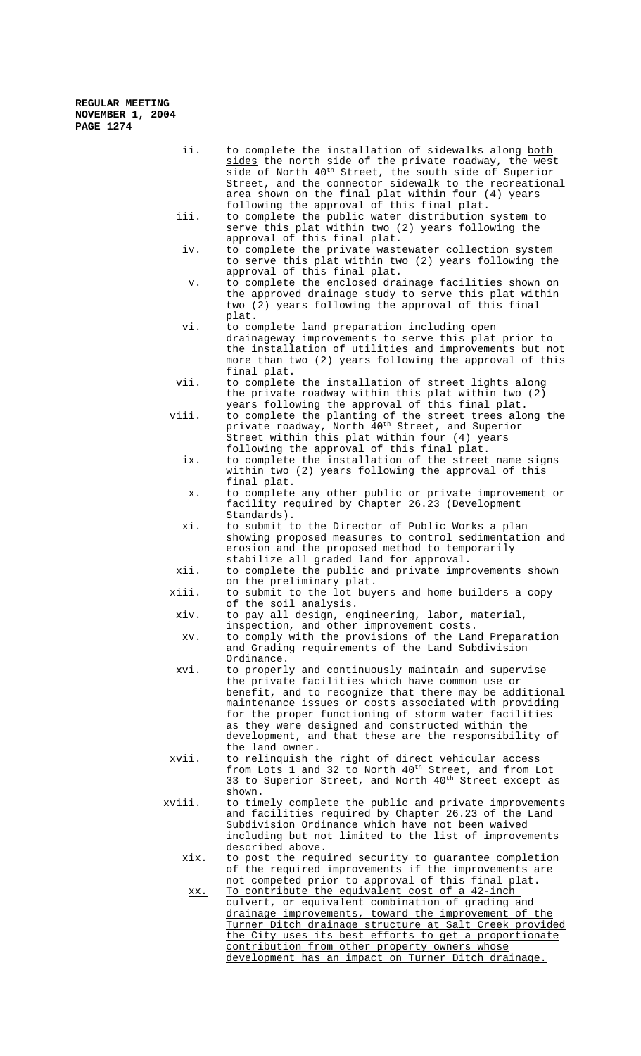ii. to complete the installation of sidewalks along both sides ~~the north side~~ of the private roadway, the west side of North 40th Street, the south side of Superior Street, and the connector sidewalk to the recreational area shown on the final plat within four (4) years following the approval of this final plat.

iii. to complete the public water distribution system to serve this plat within two (2) years following the approval of this final plat.

iv. to complete the private wastewater collection system to serve this plat within two (2) years following the approval of this final plat.

v. to complete the enclosed drainage facilities shown on the approved drainage study to serve this plat within two (2) years following the approval of this final plat.

vi. to complete land preparation including open drainageway improvements to serve this plat prior to the installation of utilities and improvements but not more than two (2) years following the approval of this final plat.

vii. to complete the installation of street lights along the private roadway within this plat within two (2) years following the approval of this final plat.

viii. to complete the planting of the street trees along the private roadway, North 40th Street, and Superior Street within this plat within four (4) years following the approval of this final plat.

ix. to complete the installation of the street name signs within two (2) years following the approval of this final plat.

x. to complete any other public or private improvement or facility required by Chapter 26.23 (Development Standards).

xi. to submit to the Director of Public Works a plan showing proposed measures to control sedimentation and erosion and the proposed method to temporarily stabilize all graded land for approval.

xii. to complete the public and private improvements shown on the preliminary plat.

xiii. to submit to the lot buyers and home builders a copy of the soil analysis.

xiv. to pay all design, engineering, labor, material, inspection, and other improvement costs.

xv. to comply with the provisions of the Land Preparation and Grading requirements of the Land Subdivision Ordinance.

xvi. to properly and continuously maintain and supervise the private facilities which have common use or benefit, and to recognize that there may be additional maintenance issues or costs associated with providing for the proper functioning of storm water facilities as they were designed and constructed within the development, and that these are the responsibility of the land owner.

xvii. to relinquish the right of direct vehicular access from Lots 1 and 32 to North 40th Street, and from Lot 33 to Superior Street, and North 40th Street except as shown.

xviii. to timely complete the public and private improvements and facilities required by Chapter 26.23 of the Land Subdivision Ordinance which have not been waived including but not limited to the list of improvements described above.

xix. to post the required security to guarantee completion of the required improvements if the improvements are not competed prior to approval of this final plat.

xx. To contribute the equivalent cost of a 42-inch culvert, or equivalent combination of grading and drainage improvements, toward the improvement of the Turner Ditch drainage structure at Salt Creek provided the City uses its best efforts to get a proportionate contribution from other property owners whose development has an impact on Turner Ditch drainage.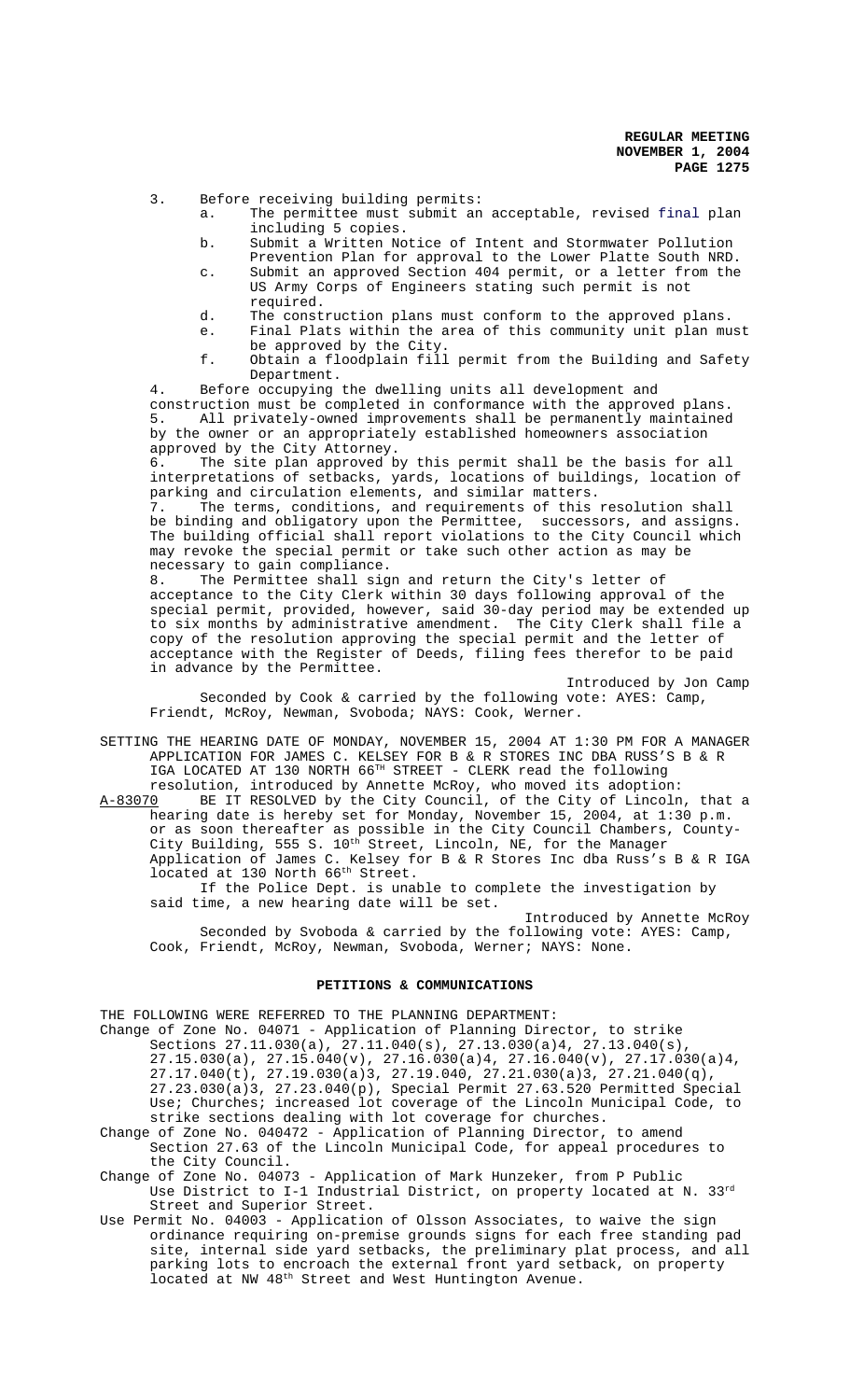3. Before receiving building permits:
   a. The permittee must submit an acceptable, revised final plan including 5 copies.
   b. Submit a Written Notice of Intent and Stormwater Pollution Prevention Plan for approval to the Lower Platte South NRD.
   c. Submit an approved Section 404 permit, or a letter from the US Army Corps of Engineers stating such permit is not required.
   d. The construction plans must conform to the approved plans.
   e. Final Plats within the area of this community unit plan must be approved by the City.
   f. Obtain a floodplain fill permit from the Building and Safety Department.

4. Before occupying the dwelling units all development and construction must be completed in conformance with the approved plans.

5. All privately-owned improvements shall be permanently maintained by the owner or an appropriately established homeowners association approved by the City Attorney.

6. The site plan approved by this permit shall be the basis for all interpretations of setbacks, yards, locations of buildings, location of parking and circulation elements, and similar matters.

7. The terms, conditions, and requirements of this resolution shall be binding and obligatory upon the Permittee, successors, and assigns. The building official shall report violations to the City Council which may revoke the special permit or take such other action as may be necessary to gain compliance.

8. The Permittee shall sign and return the City's letter of acceptance to the City Clerk within 30 days following approval of the special permit, provided, however, said 30-day period may be extended up to six months by administrative amendment. The City Clerk shall file a copy of the resolution approving the special permit and the letter of acceptance with the Register of Deeds, filing fees therefor to be paid in advance by the Permittee.

Introduced by Jon Camp

Seconded by Cook & carried by the following vote: AYES: Camp, Friendt, McRoy, Newman, Svoboda; NAYS: Cook, Werner.

SETTING THE HEARING DATE OF MONDAY, NOVEMBER 15, 2004 AT 1:30 PM FOR A MANAGER APPLICATION FOR JAMES C. KELSEY FOR B & R STORES INC DBA RUSS'S B & R IGA LOCATED AT 130 NORTH 66TH STREET - CLERK read the following resolution, introduced by Annette McRoy, who moved its adoption:

A-83070 BE IT RESOLVED by the City Council, of the City of Lincoln, that a hearing date is hereby set for Monday, November 15, 2004, at 1:30 p.m. or as soon thereafter as possible in the City Council Chambers, County-City Building, 555 S. 10th Street, Lincoln, NE, for the Manager Application of James C. Kelsey for B & R Stores Inc dba Russ's B & R IGA located at 130 North 66th Street.

If the Police Dept. is unable to complete the investigation by said time, a new hearing date will be set.

Introduced by Annette McRoy

Seconded by Svoboda & carried by the following vote: AYES: Camp, Cook, Friendt, McRoy, Newman, Svoboda, Werner; NAYS: None.

## PETITIONS & COMMUNICATIONS

THE FOLLOWING WERE REFERRED TO THE PLANNING DEPARTMENT:

Change of Zone No. 04071 - Application of Planning Director, to strike Sections 27.11.030(a), 27.11.040(s), 27.13.030(a)4, 27.13.040(s), 27.15.030(a), 27.15.040(v), 27.16.030(a)4, 27.16.040(v), 27.17.030(a)4, 27.17.040(t), 27.19.030(a)3, 27.19.040, 27.21.030(a)3, 27.21.040(q), 27.23.030(a)3, 27.23.040(p), Special Permit 27.63.520 Permitted Special Use; Churches; increased lot coverage of the Lincoln Municipal Code, to strike sections dealing with lot coverage for churches.

Change of Zone No. 040472 - Application of Planning Director, to amend Section 27.63 of the Lincoln Municipal Code, for appeal procedures to the City Council.

Change of Zone No. 04073 - Application of Mark Hunzeker, from P Public Use District to I-1 Industrial District, on property located at N. 33rd Street and Superior Street.

Use Permit No. 04003 - Application of Olsson Associates, to waive the sign ordinance requiring on-premise grounds signs for each free standing pad site, internal side yard setbacks, the preliminary plat process, and all parking lots to encroach the external front yard setback, on property located at NW 48th Street and West Huntington Avenue.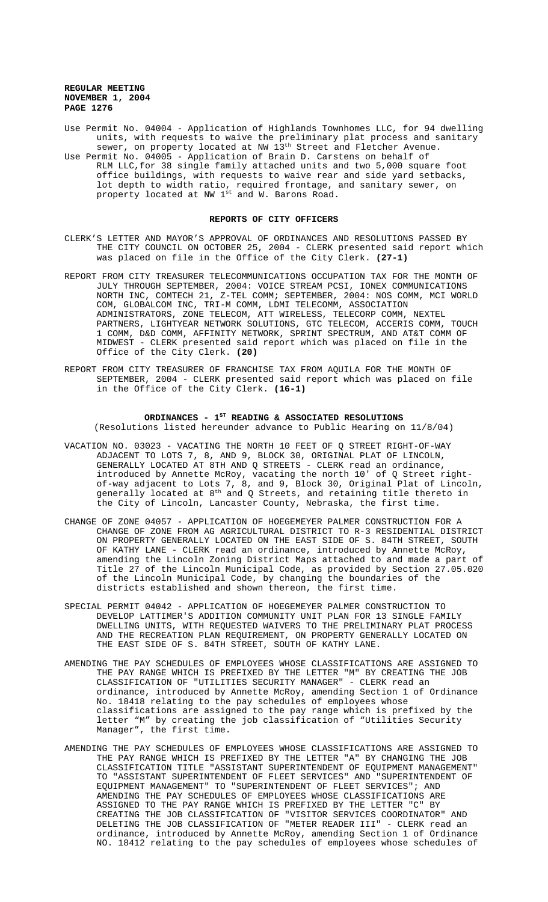Use Permit No. 04004 - Application of Highlands Townhomes LLC, for 94 dwelling units, with requests to waive the preliminary plat process and sanitary sewer, on property located at NW 13th Street and Fletcher Avenue.

Use Permit No. 04005 - Application of Brain D. Carstens on behalf of RLM LLC,for 38 single family attached units and two 5,000 square foot office buildings, with requests to waive rear and side yard setbacks, lot depth to width ratio, required frontage, and sanitary sewer, on property located at NW 1st and W. Barons Road.

## REPORTS OF CITY OFFICERS

CLERK'S LETTER AND MAYOR'S APPROVAL OF ORDINANCES AND RESOLUTIONS PASSED BY THE CITY COUNCIL ON OCTOBER 25, 2004 - CLERK presented said report which was placed on file in the Office of the City Clerk. **(27-1)**

REPORT FROM CITY TREASURER TELECOMMUNICATIONS OCCUPATION TAX FOR THE MONTH OF JULY THROUGH SEPTEMBER, 2004: VOICE STREAM PCSI, IONEX COMMUNICATIONS NORTH INC, COMTECH 21, Z-TEL COMM; SEPTEMBER, 2004: NOS COMM, MCI WORLD COM, GLOBALCOM INC, TRI-M COMM, LDMI TELECOMM, ASSOCIATION ADMINISTRATORS, ZONE TELECOM, ATT WIRELESS, TELECORP COMM, NEXTEL PARTNERS, LIGHTYEAR NETWORK SOLUTIONS, GTC TELECOM, ACCERIS COMM, TOUCH 1 COMM, D&D COMM, AFFINITY NETWORK, SPRINT SPECTRUM, AND AT&T COMM OF MIDWEST - CLERK presented said report which was placed on file in the Office of the City Clerk. **(20)**

REPORT FROM CITY TREASURER OF FRANCHISE TAX FROM AQUILA FOR THE MONTH OF SEPTEMBER, 2004 - CLERK presented said report which was placed on file in the Office of the City Clerk. **(16-1)**

## ORDINANCES - 1ST READING & ASSOCIATED RESOLUTIONS

(Resolutions listed hereunder advance to Public Hearing on 11/8/04)

VACATION NO. 03023 - VACATING THE NORTH 10 FEET OF Q STREET RIGHT-OF-WAY ADJACENT TO LOTS 7, 8, AND 9, BLOCK 30, ORIGINAL PLAT OF LINCOLN, GENERALLY LOCATED AT 8TH AND Q STREETS - CLERK read an ordinance, introduced by Annette McRoy, vacating the north 10' of Q Street right-of-way adjacent to Lots 7, 8, and 9, Block 30, Original Plat of Lincoln, generally located at 8th and Q Streets, and retaining title thereto in the City of Lincoln, Lancaster County, Nebraska, the first time.

CHANGE OF ZONE 04057 - APPLICATION OF HOEGEMEYER PALMER CONSTRUCTION FOR A CHANGE OF ZONE FROM AG AGRICULTURAL DISTRICT TO R-3 RESIDENTIAL DISTRICT ON PROPERTY GENERALLY LOCATED ON THE EAST SIDE OF S. 84TH STREET, SOUTH OF KATHY LANE - CLERK read an ordinance, introduced by Annette McRoy, amending the Lincoln Zoning District Maps attached to and made a part of Title 27 of the Lincoln Municipal Code, as provided by Section 27.05.020 of the Lincoln Municipal Code, by changing the boundaries of the districts established and shown thereon, the first time.

SPECIAL PERMIT 04042 - APPLICATION OF HOEGEMEYER PALMER CONSTRUCTION TO DEVELOP LATTIMER'S ADDITION COMMUNITY UNIT PLAN FOR 13 SINGLE FAMILY DWELLING UNITS, WITH REQUESTED WAIVERS TO THE PRELIMINARY PLAT PROCESS AND THE RECREATION PLAN REQUIREMENT, ON PROPERTY GENERALLY LOCATED ON THE EAST SIDE OF S. 84TH STREET, SOUTH OF KATHY LANE.

AMENDING THE PAY SCHEDULES OF EMPLOYEES WHOSE CLASSIFICATIONS ARE ASSIGNED TO THE PAY RANGE WHICH IS PREFIXED BY THE LETTER "M" BY CREATING THE JOB CLASSIFICATION OF "UTILITIES SECURITY MANAGER" - CLERK read an ordinance, introduced by Annette McRoy, amending Section 1 of Ordinance No. 18418 relating to the pay schedules of employees whose classifications are assigned to the pay range which is prefixed by the letter "M" by creating the job classification of "Utilities Security Manager", the first time.

AMENDING THE PAY SCHEDULES OF EMPLOYEES WHOSE CLASSIFICATIONS ARE ASSIGNED TO THE PAY RANGE WHICH IS PREFIXED BY THE LETTER "A" BY CHANGING THE JOB CLASSIFICATION TITLE "ASSISTANT SUPERINTENDENT OF EQUIPMENT MANAGEMENT" TO "ASSISTANT SUPERINTENDENT OF FLEET SERVICES" AND "SUPERINTENDENT OF EQUIPMENT MANAGEMENT" TO "SUPERINTENDENT OF FLEET SERVICES"; AND AMENDING THE PAY SCHEDULES OF EMPLOYEES WHOSE CLASSIFICATIONS ARE ASSIGNED TO THE PAY RANGE WHICH IS PREFIXED BY THE LETTER "C" BY CREATING THE JOB CLASSIFICATION OF "VISITOR SERVICES COORDINATOR" AND DELETING THE JOB CLASSIFICATION OF "METER READER III" - CLERK read an ordinance, introduced by Annette McRoy, amending Section 1 of Ordinance NO. 18412 relating to the pay schedules of employees whose schedules of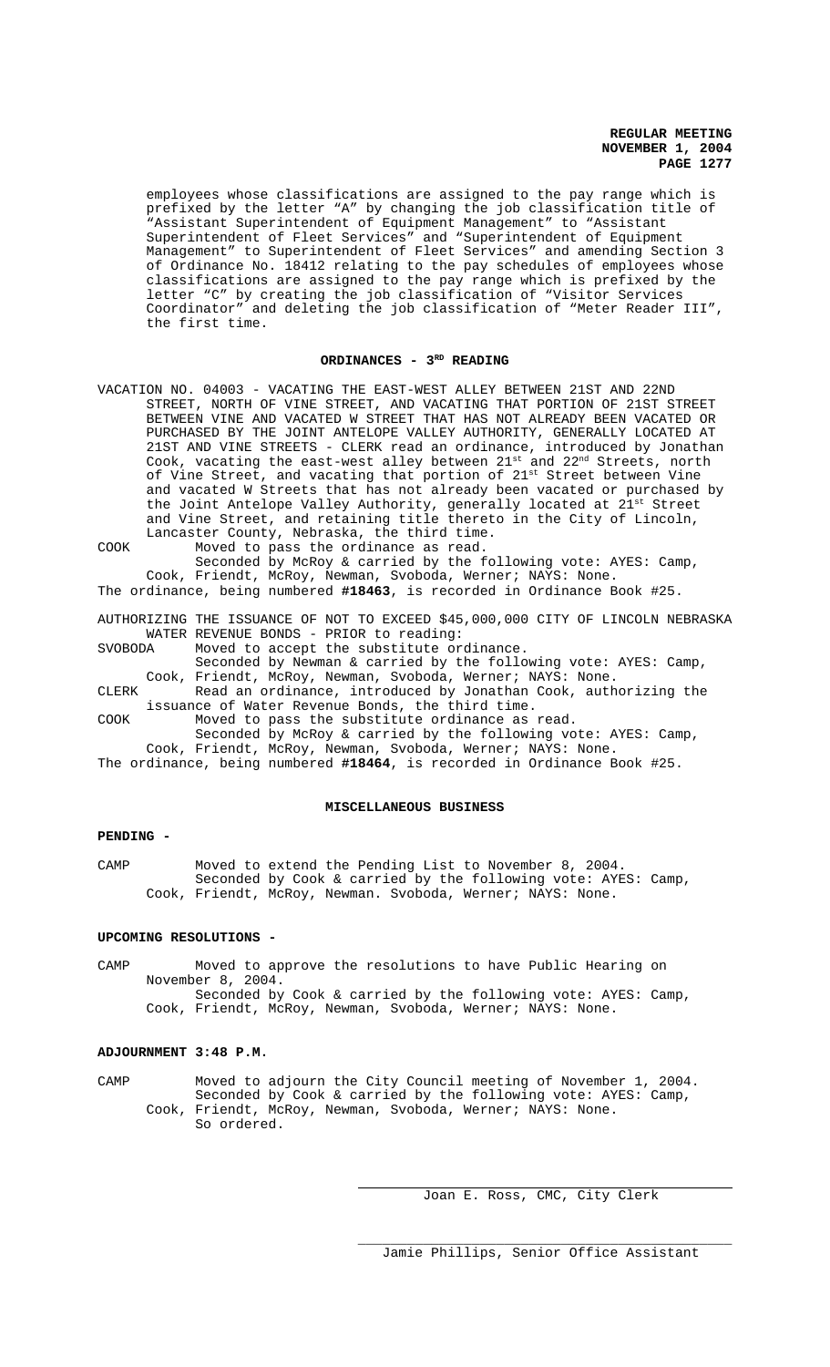employees whose classifications are assigned to the pay range which is prefixed by the letter "A" by changing the job classification title of "Assistant Superintendent of Equipment Management" to "Assistant Superintendent of Fleet Services" and "Superintendent of Equipment Management" to Superintendent of Fleet Services" and amending Section 3 of Ordinance No. 18412 relating to the pay schedules of employees whose classifications are assigned to the pay range which is prefixed by the letter "C" by creating the job classification of "Visitor Services Coordinator" and deleting the job classification of "Meter Reader III", the first time.

## ORDINANCES - 3RD READING

VACATION NO. 04003 - VACATING THE EAST-WEST ALLEY BETWEEN 21ST AND 22ND STREET, NORTH OF VINE STREET, AND VACATING THAT PORTION OF 21ST STREET BETWEEN VINE AND VACATED W STREET THAT HAS NOT ALREADY BEEN VACATED OR PURCHASED BY THE JOINT ANTELOPE VALLEY AUTHORITY, GENERALLY LOCATED AT 21ST AND VINE STREETS - CLERK read an ordinance, introduced by Jonathan Cook, vacating the east-west alley between 21st and 22nd Streets, north of Vine Street, and vacating that portion of 21st Street between Vine and vacated W Streets that has not already been vacated or purchased by the Joint Antelope Valley Authority, generally located at 21st Street and Vine Street, and retaining title thereto in the City of Lincoln, Lancaster County, Nebraska, the third time.

COOK Moved to pass the ordinance as read.
Seconded by McRoy & carried by the following vote: AYES: Camp, Cook, Friendt, McRoy, Newman, Svoboda, Werner; NAYS: None.

The ordinance, being numbered **#18463**, is recorded in Ordinance Book #25.

AUTHORIZING THE ISSUANCE OF NOT TO EXCEED $45,000,000 CITY OF LINCOLN NEBRASKA WATER REVENUE BONDS - PRIOR to reading:

SVOBODA Moved to accept the substitute ordinance.
Seconded by Newman & carried by the following vote: AYES: Camp, Cook, Friendt, McRoy, Newman, Svoboda, Werner; NAYS: None.

CLERK Read an ordinance, introduced by Jonathan Cook, authorizing the issuance of Water Revenue Bonds, the third time.

COOK Moved to pass the substitute ordinance as read.
Seconded by McRoy & carried by the following vote: AYES: Camp, Cook, Friendt, McRoy, Newman, Svoboda, Werner; NAYS: None.

The ordinance, being numbered **#18464**, is recorded in Ordinance Book #25.

## MISCELLANEOUS BUSINESS

**PENDING -**

CAMP Moved to extend the Pending List to November 8, 2004.
Seconded by Cook & carried by the following vote: AYES: Camp, Cook, Friendt, McRoy, Newman. Svoboda, Werner; NAYS: None.

**UPCOMING RESOLUTIONS -**

CAMP Moved to approve the resolutions to have Public Hearing on November 8, 2004.
Seconded by Cook & carried by the following vote: AYES: Camp, Cook, Friendt, McRoy, Newman, Svoboda, Werner; NAYS: None.

**ADJOURNMENT 3:48 P.M.**

CAMP Moved to adjourn the City Council meeting of November 1, 2004.
Seconded by Cook & carried by the following vote: AYES: Camp, Cook, Friendt, McRoy, Newman, Svoboda, Werner; NAYS: None.
So ordered.

Joan E. Ross, CMC, City Clerk

Jamie Phillips, Senior Office Assistant